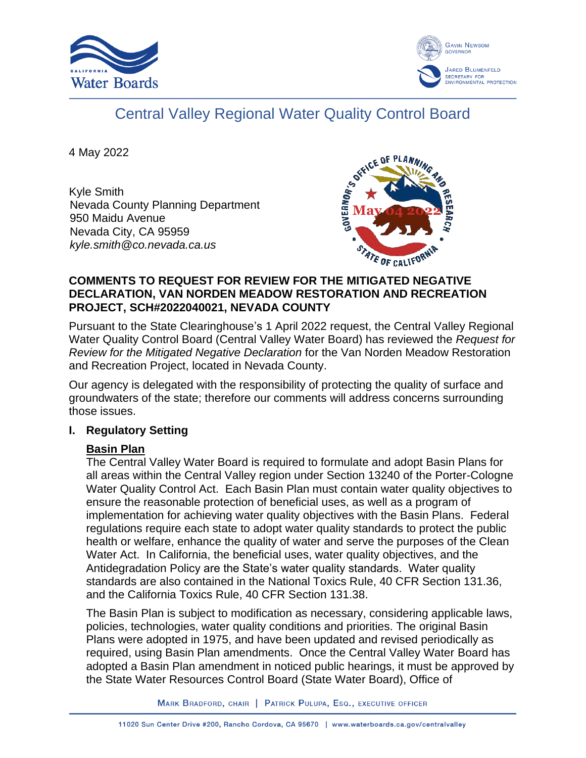# Central Valley Regional Water Quality Control Board

4 May 2022

Kyle Smith
Nevada County Planning Department
950 Maidu Avenue
Nevada City, CA 95959
*kyle.smith@co.nevada.ca.us*

**COMMENTS TO REQUEST FOR REVIEW FOR THE MITIGATED NEGATIVE DECLARATION, VAN NORDEN MEADOW RESTORATION AND RECREATION PROJECT, SCH#2022040021, NEVADA COUNTY**

Pursuant to the State Clearinghouse's 1 April 2022 request, the Central Valley Regional Water Quality Control Board (Central Valley Water Board) has reviewed the *Request for Review for the Mitigated Negative Declaration* for the Van Norden Meadow Restoration and Recreation Project, located in Nevada County.

Our agency is delegated with the responsibility of protecting the quality of surface and groundwaters of the state; therefore our comments will address concerns surrounding those issues.

## I. Regulatory Setting

### Basin Plan

The Central Valley Water Board is required to formulate and adopt Basin Plans for all areas within the Central Valley region under Section 13240 of the Porter-Cologne Water Quality Control Act. Each Basin Plan must contain water quality objectives to ensure the reasonable protection of beneficial uses, as well as a program of implementation for achieving water quality objectives with the Basin Plans. Federal regulations require each state to adopt water quality standards to protect the public health or welfare, enhance the quality of water and serve the purposes of the Clean Water Act. In California, the beneficial uses, water quality objectives, and the Antidegradation Policy are the State's water quality standards. Water quality standards are also contained in the National Toxics Rule, 40 CFR Section 131.36, and the California Toxics Rule, 40 CFR Section 131.38.

The Basin Plan is subject to modification as necessary, considering applicable laws, policies, technologies, water quality conditions and priorities. The original Basin Plans were adopted in 1975, and have been updated and revised periodically as required, using Basin Plan amendments. Once the Central Valley Water Board has adopted a Basin Plan amendment in noticed public hearings, it must be approved by the State Water Resources Control Board (State Water Board), Office of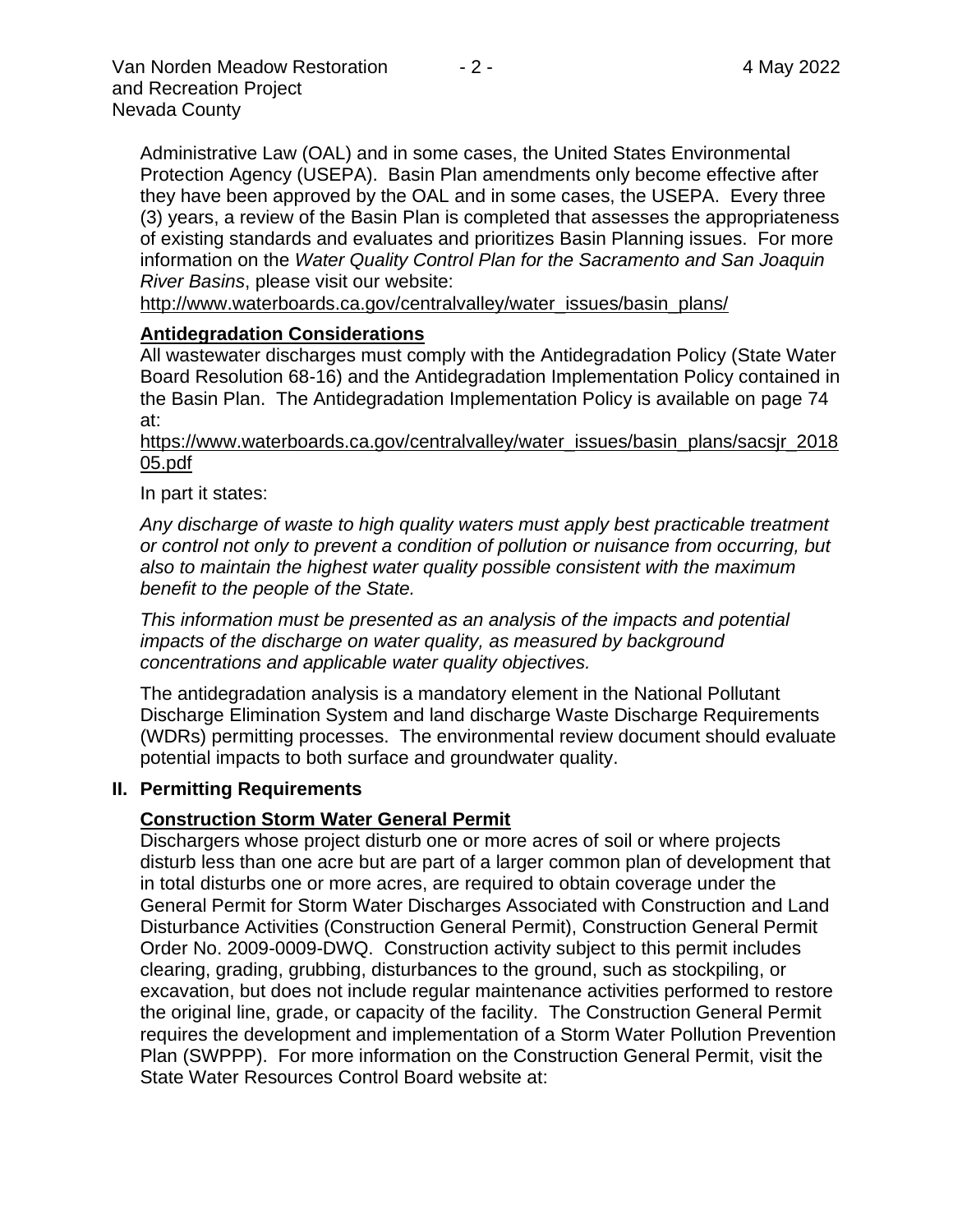Administrative Law (OAL) and in some cases, the United States Environmental Protection Agency (USEPA). Basin Plan amendments only become effective after they have been approved by the OAL and in some cases, the USEPA. Every three (3) years, a review of the Basin Plan is completed that assesses the appropriateness of existing standards and evaluates and prioritizes Basin Planning issues. For more information on the *Water Quality Control Plan for the Sacramento and San Joaquin River Basins*, please visit our website:
http://www.waterboards.ca.gov/centralvalley/water_issues/basin_plans/

**Antidegradation Considerations**

All wastewater discharges must comply with the Antidegradation Policy (State Water Board Resolution 68-16) and the Antidegradation Implementation Policy contained in the Basin Plan. The Antidegradation Implementation Policy is available on page 74 at:
https://www.waterboards.ca.gov/centralvalley/water_issues/basin_plans/sacsjr_201805.pdf

In part it states:

*Any discharge of waste to high quality waters must apply best practicable treatment or control not only to prevent a condition of pollution or nuisance from occurring, but also to maintain the highest water quality possible consistent with the maximum benefit to the people of the State.*

*This information must be presented as an analysis of the impacts and potential impacts of the discharge on water quality, as measured by background concentrations and applicable water quality objectives.*

The antidegradation analysis is a mandatory element in the National Pollutant Discharge Elimination System and land discharge Waste Discharge Requirements (WDRs) permitting processes. The environmental review document should evaluate potential impacts to both surface and groundwater quality.

## II. Permitting Requirements

**Construction Storm Water General Permit**

Dischargers whose project disturb one or more acres of soil or where projects disturb less than one acre but are part of a larger common plan of development that in total disturbs one or more acres, are required to obtain coverage under the General Permit for Storm Water Discharges Associated with Construction and Land Disturbance Activities (Construction General Permit), Construction General Permit Order No. 2009-0009-DWQ. Construction activity subject to this permit includes clearing, grading, grubbing, disturbances to the ground, such as stockpiling, or excavation, but does not include regular maintenance activities performed to restore the original line, grade, or capacity of the facility. The Construction General Permit requires the development and implementation of a Storm Water Pollution Prevention Plan (SWPPP). For more information on the Construction General Permit, visit the State Water Resources Control Board website at: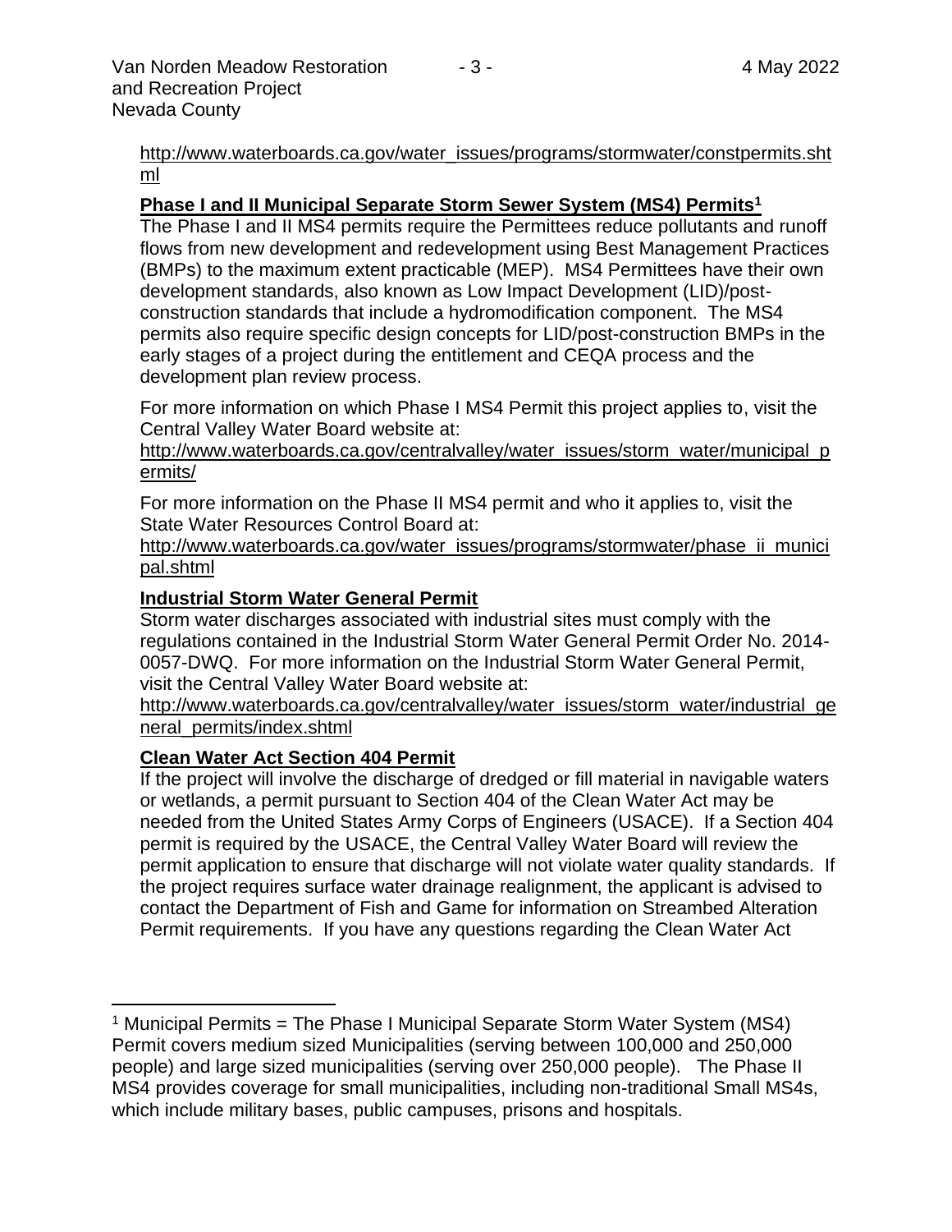http://www.waterboards.ca.gov/water_issues/programs/stormwater/constpermits.shtml

**Phase I and II Municipal Separate Storm Sewer System (MS4) Permits[1]**

The Phase I and II MS4 permits require the Permittees reduce pollutants and runoff flows from new development and redevelopment using Best Management Practices (BMPs) to the maximum extent practicable (MEP). MS4 Permittees have their own development standards, also known as Low Impact Development (LID)/post-construction standards that include a hydromodification component. The MS4 permits also require specific design concepts for LID/post-construction BMPs in the early stages of a project during the entitlement and CEQA process and the development plan review process.

For more information on which Phase I MS4 Permit this project applies to, visit the Central Valley Water Board website at:

http://www.waterboards.ca.gov/centralvalley/water_issues/storm_water/municipal_permits/

For more information on the Phase II MS4 permit and who it applies to, visit the State Water Resources Control Board at:

http://www.waterboards.ca.gov/water_issues/programs/stormwater/phase_ii_municipal.shtml

**Industrial Storm Water General Permit**

Storm water discharges associated with industrial sites must comply with the regulations contained in the Industrial Storm Water General Permit Order No. 2014-0057-DWQ. For more information on the Industrial Storm Water General Permit, visit the Central Valley Water Board website at:

http://www.waterboards.ca.gov/centralvalley/water_issues/storm_water/industrial_general_permits/index.shtml

**Clean Water Act Section 404 Permit**

If the project will involve the discharge of dredged or fill material in navigable waters or wetlands, a permit pursuant to Section 404 of the Clean Water Act may be needed from the United States Army Corps of Engineers (USACE). If a Section 404 permit is required by the USACE, the Central Valley Water Board will review the permit application to ensure that discharge will not violate water quality standards. If the project requires surface water drainage realignment, the applicant is advised to contact the Department of Fish and Game for information on Streambed Alteration Permit requirements. If you have any questions regarding the Clean Water Act

---

[1] Municipal Permits = The Phase I Municipal Separate Storm Water System (MS4) Permit covers medium sized Municipalities (serving between 100,000 and 250,000 people) and large sized municipalities (serving over 250,000 people). The Phase II MS4 provides coverage for small municipalities, including non-traditional Small MS4s, which include military bases, public campuses, prisons and hospitals.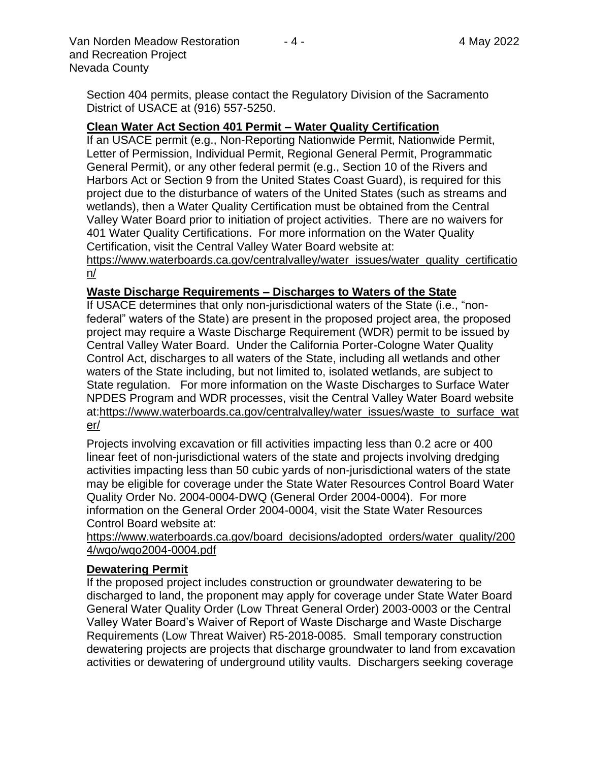Section 404 permits, please contact the Regulatory Division of the Sacramento District of USACE at (916) 557-5250.

**Clean Water Act Section 401 Permit – Water Quality Certification**

If an USACE permit (e.g., Non-Reporting Nationwide Permit, Nationwide Permit, Letter of Permission, Individual Permit, Regional General Permit, Programmatic General Permit), or any other federal permit (e.g., Section 10 of the Rivers and Harbors Act or Section 9 from the United States Coast Guard), is required for this project due to the disturbance of waters of the United States (such as streams and wetlands), then a Water Quality Certification must be obtained from the Central Valley Water Board prior to initiation of project activities. There are no waivers for 401 Water Quality Certifications. For more information on the Water Quality Certification, visit the Central Valley Water Board website at: https://www.waterboards.ca.gov/centralvalley/water_issues/water_quality_certification/

**Waste Discharge Requirements – Discharges to Waters of the State**

If USACE determines that only non-jurisdictional waters of the State (i.e., "non-federal" waters of the State) are present in the proposed project area, the proposed project may require a Waste Discharge Requirement (WDR) permit to be issued by Central Valley Water Board. Under the California Porter-Cologne Water Quality Control Act, discharges to all waters of the State, including all wetlands and other waters of the State including, but not limited to, isolated wetlands, are subject to State regulation. For more information on the Waste Discharges to Surface Water NPDES Program and WDR processes, visit the Central Valley Water Board website at:https://www.waterboards.ca.gov/centralvalley/water_issues/waste_to_surface_water/

Projects involving excavation or fill activities impacting less than 0.2 acre or 400 linear feet of non-jurisdictional waters of the state and projects involving dredging activities impacting less than 50 cubic yards of non-jurisdictional waters of the state may be eligible for coverage under the State Water Resources Control Board Water Quality Order No. 2004-0004-DWQ (General Order 2004-0004). For more information on the General Order 2004-0004, visit the State Water Resources Control Board website at: https://www.waterboards.ca.gov/board_decisions/adopted_orders/water_quality/2004/wqo/wqo2004-0004.pdf

**Dewatering Permit**

If the proposed project includes construction or groundwater dewatering to be discharged to land, the proponent may apply for coverage under State Water Board General Water Quality Order (Low Threat General Order) 2003-0003 or the Central Valley Water Board's Waiver of Report of Waste Discharge and Waste Discharge Requirements (Low Threat Waiver) R5-2018-0085. Small temporary construction dewatering projects are projects that discharge groundwater to land from excavation activities or dewatering of underground utility vaults. Dischargers seeking coverage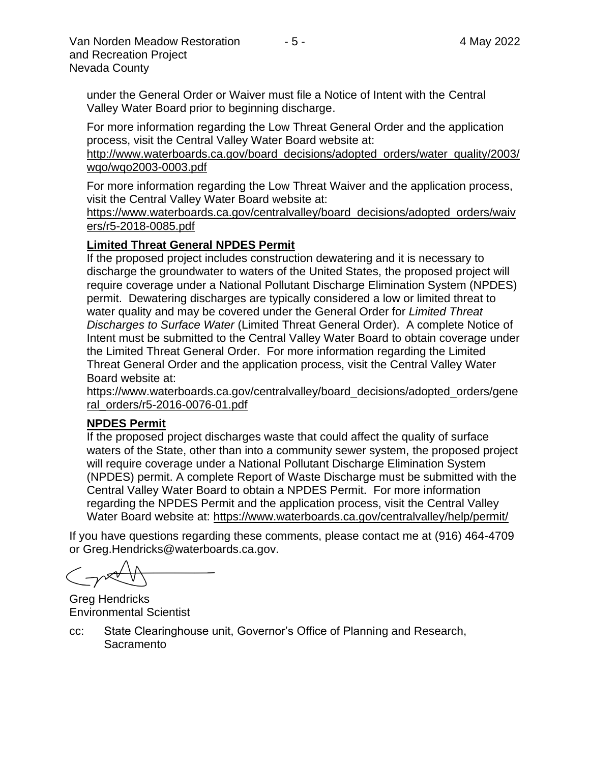under the General Order or Waiver must file a Notice of Intent with the Central Valley Water Board prior to beginning discharge.

For more information regarding the Low Threat General Order and the application process, visit the Central Valley Water Board website at: http://www.waterboards.ca.gov/board_decisions/adopted_orders/water_quality/2003/wqo/wqo2003-0003.pdf

For more information regarding the Low Threat Waiver and the application process, visit the Central Valley Water Board website at: https://www.waterboards.ca.gov/centralvalley/board_decisions/adopted_orders/waivers/r5-2018-0085.pdf

**Limited Threat General NPDES Permit**

If the proposed project includes construction dewatering and it is necessary to discharge the groundwater to waters of the United States, the proposed project will require coverage under a National Pollutant Discharge Elimination System (NPDES) permit. Dewatering discharges are typically considered a low or limited threat to water quality and may be covered under the General Order for *Limited Threat Discharges to Surface Water* (Limited Threat General Order). A complete Notice of Intent must be submitted to the Central Valley Water Board to obtain coverage under the Limited Threat General Order. For more information regarding the Limited Threat General Order and the application process, visit the Central Valley Water Board website at: https://www.waterboards.ca.gov/centralvalley/board_decisions/adopted_orders/general_orders/r5-2016-0076-01.pdf

**NPDES Permit**

If the proposed project discharges waste that could affect the quality of surface waters of the State, other than into a community sewer system, the proposed project will require coverage under a National Pollutant Discharge Elimination System (NPDES) permit. A complete Report of Waste Discharge must be submitted with the Central Valley Water Board to obtain a NPDES Permit. For more information regarding the NPDES Permit and the application process, visit the Central Valley Water Board website at: https://www.waterboards.ca.gov/centralvalley/help/permit/

If you have questions regarding these comments, please contact me at (916) 464-4709 or Greg.Hendricks@waterboards.ca.gov.

Greg Hendricks
Environmental Scientist

cc: State Clearinghouse unit, Governor's Office of Planning and Research, Sacramento